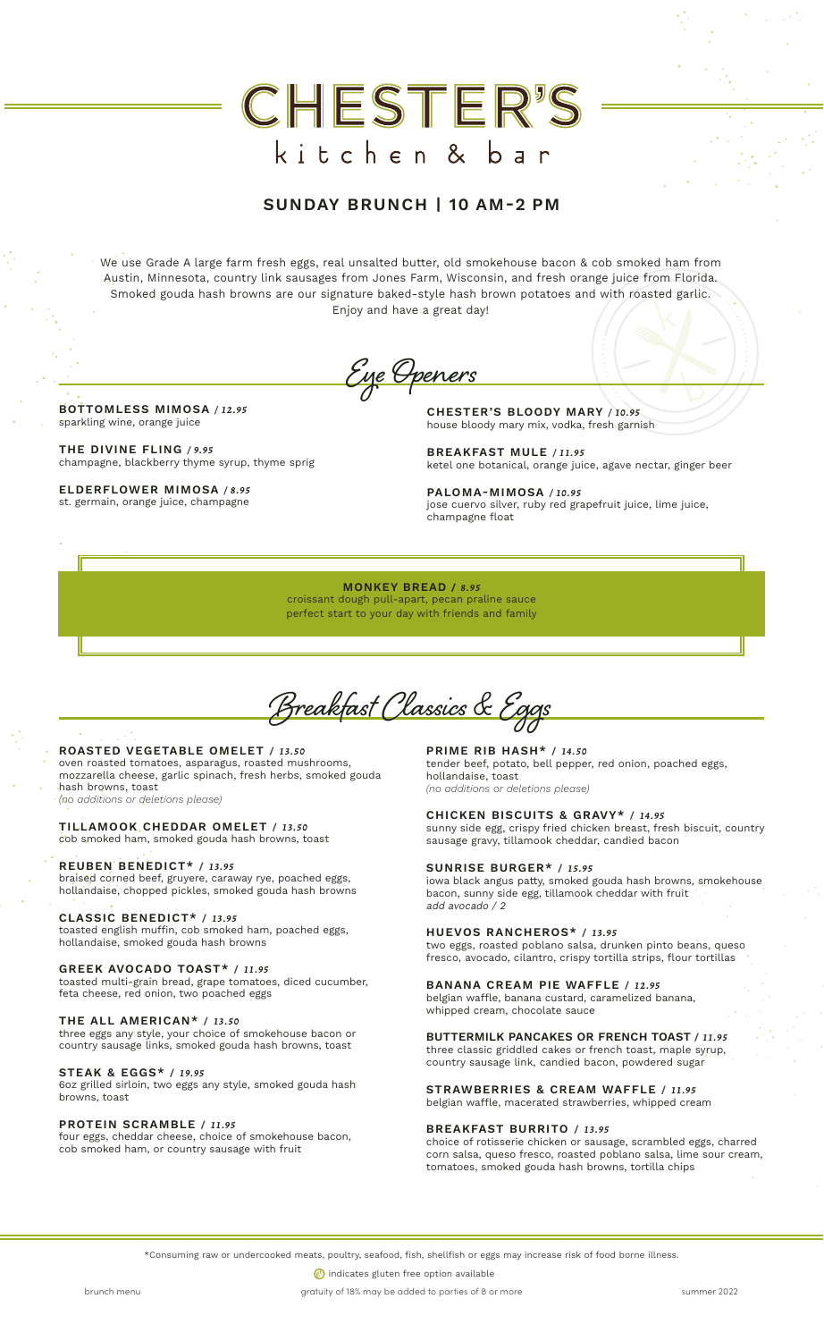# CHESTER'S
## kitchen & bar

## SUNDAY BRUNCH | 10 AM-2 PM

We use Grade A large farm fresh eggs, real unsalted butter, old smokehouse bacon & cob smoked ham from Austin, Minnesota, country link sausages from Jones Farm, Wisconsin, and fresh orange juice from Florida. Smoked gouda hash browns are our signature baked-style hash brown potatoes and with roasted garlic. Enjoy and have a great day!

## Eye Openers

**BOTTOMLESS MIMOSA** / *12.95*
sparkling wine, orange juice

**THE DIVINE FLING** / *9.95*
champagne, blackberry thyme syrup, thyme sprig

**ELDERFLOWER MIMOSA** / *8.95*
st. germain, orange juice, champagne

**CHESTER'S BLOODY MARY** / *10.95*
house bloody mary mix, vodka, fresh garnish

**BREAKFAST MULE** / *11.95*
ketel one botanical, orange juice, agave nectar, ginger beer

**PALOMA-MIMOSA** / *10.95*
jose cuervo silver, ruby red grapefruit juice, lime juice, champagne float

**MONKEY BREAD** / *8.95*
croissant dough pull-apart, pecan praline sauce
perfect start to your day with friends and family

## Breakfast Classics & Eggs

**ROASTED VEGETABLE OMELET** / *13.50*
oven roasted tomatoes, asparagus, roasted mushrooms, mozzarella cheese, garlic spinach, fresh herbs, smoked gouda hash browns, toast
*(no additions or deletions please)*

**TILLAMOOK CHEDDAR OMELET** / *13.50*
cob smoked ham, smoked gouda hash browns, toast

**REUBEN BENEDICT*** / *13.95*
braised corned beef, gruyere, caraway rye, poached eggs, hollandaise, chopped pickles, smoked gouda hash browns

**CLASSIC BENEDICT*** / *13.95*
toasted english muffin, cob smoked ham, poached eggs, hollandaise, smoked gouda hash browns

**GREEK AVOCADO TOAST*** / *11.95*
toasted multi-grain bread, grape tomatoes, diced cucumber, feta cheese, red onion, two poached eggs

**THE ALL AMERICAN*** / *13.50*
three eggs any style, your choice of smokehouse bacon or country sausage links, smoked gouda hash browns, toast

**STEAK & EGGS*** / *19.95*
6oz grilled sirloin, two eggs any style, smoked gouda hash browns, toast

**PROTEIN SCRAMBLE** / *11.95*
four eggs, cheddar cheese, choice of smokehouse bacon, cob smoked ham, or country sausage with fruit

**PRIME RIB HASH*** / *14.50*
tender beef, potato, bell pepper, red onion, poached eggs, hollandaise, toast
*(no additions or deletions please)*

**CHICKEN BISCUITS & GRAVY*** / *14.95*
sunny side egg, crispy fried chicken breast, fresh biscuit, country sausage gravy, tillamook cheddar, candied bacon

**SUNRISE BURGER*** / *15.95*
iowa black angus patty, smoked gouda hash browns, smokehouse bacon, sunny side egg, tillamook cheddar with fruit
*add avocado / 2*

**HUEVOS RANCHEROS*** / *13.95*
two eggs, roasted poblano salsa, drunken pinto beans, queso fresco, avocado, cilantro, crispy tortilla strips, flour tortillas

**BANANA CREAM PIE WAFFLE** / *12.95*
belgian waffle, banana custard, caramelized banana, whipped cream, chocolate sauce

**BUTTERMILK PANCAKES OR FRENCH TOAST** / *11.95*
three classic griddled cakes or french toast, maple syrup, country sausage link, candied bacon, powdered sugar

**STRAWBERRIES & CREAM WAFFLE** / *11.95*
belgian waffle, macerated strawberries, whipped cream

**BREAKFAST BURRITO** / *13.95*
choice of rotisserie chicken or sausage, scrambled eggs, charred corn salsa, queso fresco, roasted poblano salsa, lime sour cream, tomatoes, smoked gouda hash browns, tortilla chips

*Consuming raw or undercooked meats, poultry, seafood, fish, shellfish or eggs may increase risk of food borne illness.

indicates gluten free option available

brunch menu | gratuity of 18% may be added to parties of 8 or more | summer 2022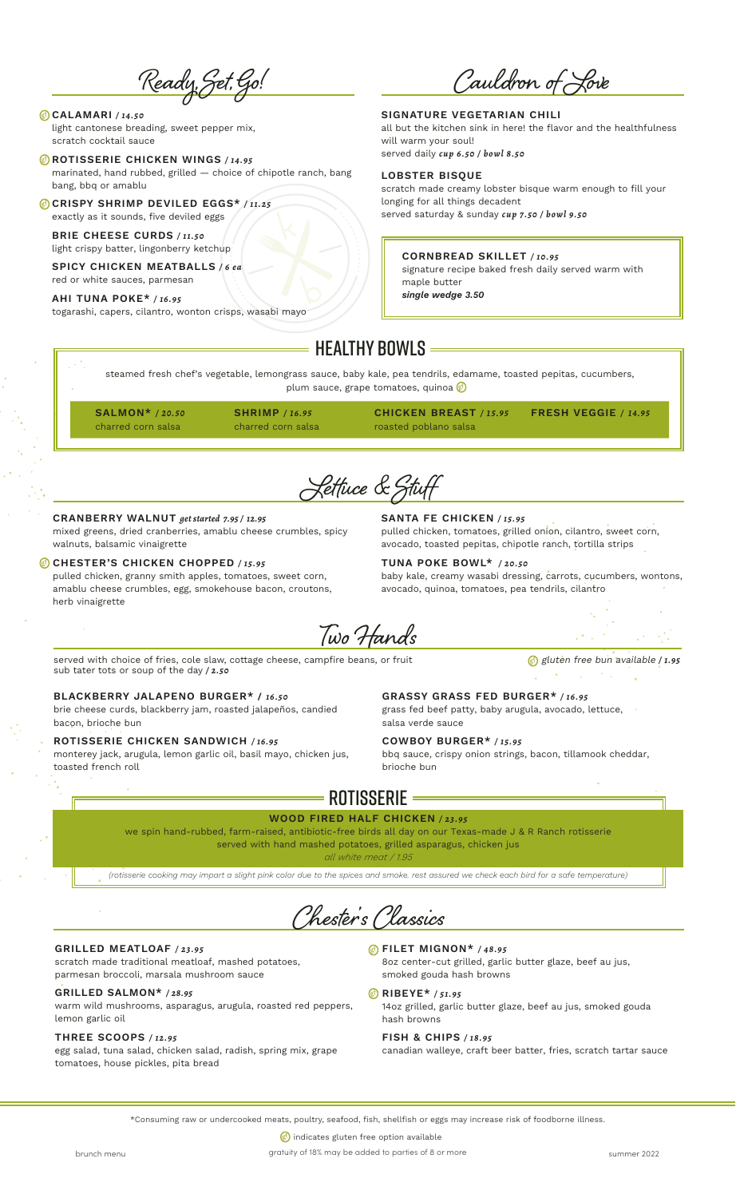## Ready, Set, Go!

**CALAMARI** / *14.50*
light cantonese breading, sweet pepper mix, scratch cocktail sauce

**ROTISSERIE CHICKEN WINGS** / *14.95*
marinated, hand rubbed, grilled — choice of chipotle ranch, bang bang, bbq or amablu

**CRISPY SHRIMP DEVILED EGGS*** / *11.25*
exactly as it sounds, five deviled eggs

**BRIE CHEESE CURDS** / *11.50*
light crispy batter, lingonberry ketchup

**SPICY CHICKEN MEATBALLS** / *6 ea*
red or white sauces, parmesan

**AHI TUNA POKE*** / *16.95*
togarashi, capers, cilantro, wonton crisps, wasabi mayo

## Cauldron of Love

**SIGNATURE VEGETARIAN CHILI**
all but the kitchen sink in here! the flavor and the healthfulness will warm your soul!
served daily *cup 6.50 / bowl 8.50*

**LOBSTER BISQUE**
scratch made creamy lobster bisque warm enough to fill your longing for all things decadent
served saturday & sunday *cup 7.50 / bowl 9.50*

**CORNBREAD SKILLET** / *10.95*
signature recipe baked fresh daily served warm with maple butter
***single wedge 3.50***

## HEALTHY BOWLS

steamed fresh chef's vegetable, lemongrass sauce, baby kale, pea tendrils, edamame, toasted pepitas, cucumbers, plum sauce, grape tomatoes, quinoa

**SALMON*** / *20.50*
charred corn salsa

**SHRIMP** / *16.95*
charred corn salsa

**CHICKEN BREAST** / *15.95*
roasted poblano salsa

**FRESH VEGGIE** / *14.95*

## Lettuce & Stuff

**CRANBERRY WALNUT** *get started 7.95 / 12.95*
mixed greens, dried cranberries, amablu cheese crumbles, spicy walnuts, balsamic vinaigrette

**CHESTER'S CHICKEN CHOPPED** / *15.95*
pulled chicken, granny smith apples, tomatoes, sweet corn, amablu cheese crumbles, egg, smokehouse bacon, croutons, herb vinaigrette

**SANTA FE CHICKEN** / *15.95*
pulled chicken, tomatoes, grilled onion, cilantro, sweet corn, avocado, toasted pepitas, chipotle ranch, tortilla strips

**TUNA POKE BOWL*** / *20.50*
baby kale, creamy wasabi dressing, carrots, cucumbers, wontons, avocado, quinoa, tomatoes, pea tendrils, cilantro

## Two Hands

served with choice of fries, cole slaw, cottage cheese, campfire beans, or fruit
sub tater tots or soup of the day / *2.50*

*gluten free bun available / 1.95*

**BLACKBERRY JALAPENO BURGER*** / *16.50*
brie cheese curds, blackberry jam, roasted jalapeños, candied bacon, brioche bun

**ROTISSERIE CHICKEN SANDWICH** / *16.95*
monterey jack, arugula, lemon garlic oil, basil mayo, chicken jus, toasted french roll

**GRASSY GRASS FED BURGER*** / *16.95*
grass fed beef patty, baby arugula, avocado, lettuce, salsa verde sauce

**COWBOY BURGER*** / *15.95*
bbq sauce, crispy onion strings, bacon, tillamook cheddar, brioche bun

## ROTISSERIE

**WOOD FIRED HALF CHICKEN** / *23.95*
we spin hand-rubbed, farm-raised, antibiotic-free birds all day on our Texas-made J & R Ranch rotisserie
served with hand mashed potatoes, grilled asparagus, chicken jus
*all white meat / 1.95*

*(rotisserie cooking may impart a slight pink color due to the spices and smoke. rest assured we check each bird for a safe temperature)*

## Chester's Classics

**GRILLED MEATLOAF** / *23.95*
scratch made traditional meatloaf, mashed potatoes, parmesan broccoli, marsala mushroom sauce

**GRILLED SALMON*** / *28.95*
warm wild mushrooms, asparagus, arugula, roasted red peppers, lemon garlic oil

**THREE SCOOPS** / *12.95*
egg salad, tuna salad, chicken salad, radish, spring mix, grape tomatoes, house pickles, pita bread

**FILET MIGNON*** / *48.95*
8oz center-cut grilled, garlic butter glaze, beef au jus, smoked gouda hash browns

**RIBEYE*** / *51.95*
14oz grilled, garlic butter glaze, beef au jus, smoked gouda hash browns

**FISH & CHIPS** / *18.95*
canadian walleye, craft beer batter, fries, scratch tartar sauce

*Consuming raw or undercooked meats, poultry, seafood, fish, shellfish or eggs may increase risk of foodborne illness.

indicates gluten free option available

brunch menu — gratuity of 18% may be added to parties of 8 or more — summer 2022